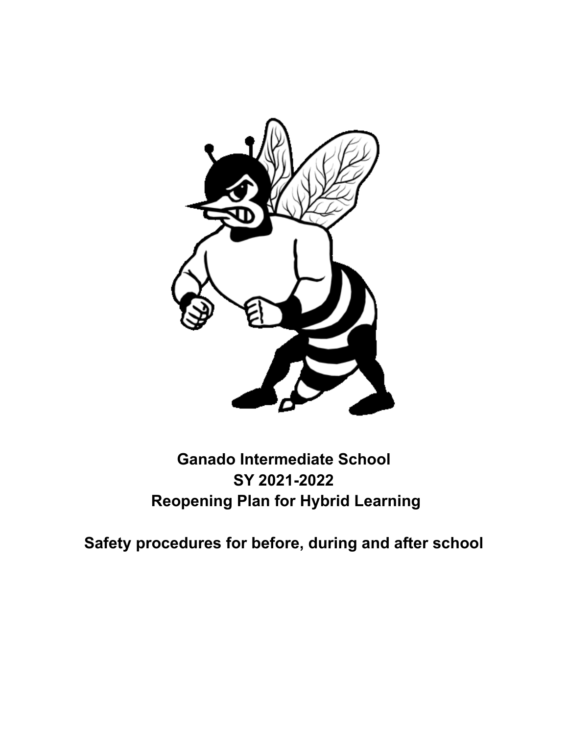# Ganado Intermediate School
# SY 2021-2022
# Reopening Plan for Hybrid Learning

## Safety procedures for before, during and after school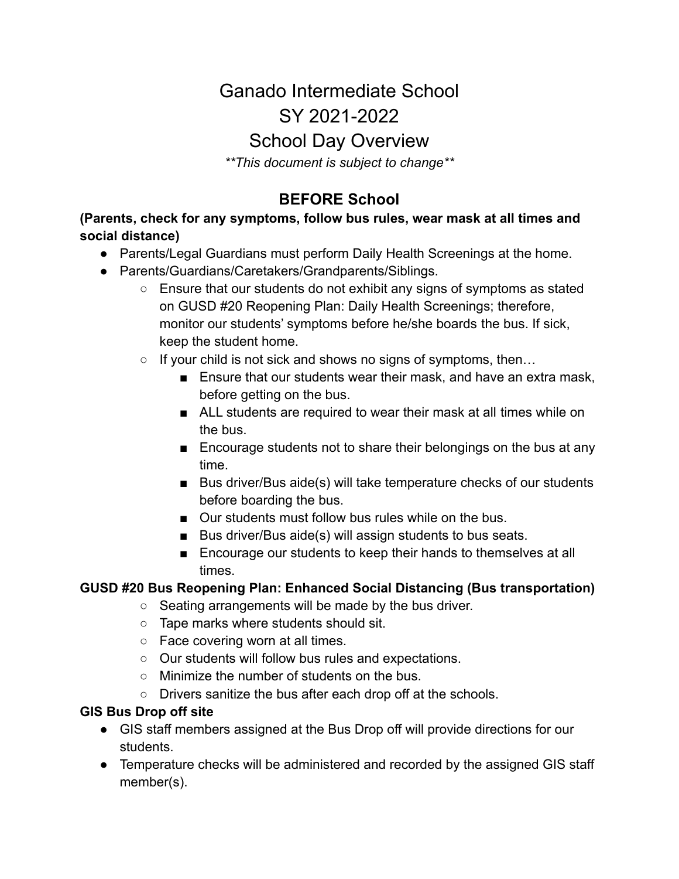# Ganado Intermediate School
# SY 2021-2022
# School Day Overview

*\*\*This document is subject to change\*\**

## BEFORE School

**(Parents, check for any symptoms, follow bus rules, wear mask at all times and social distance)**

- Parents/Legal Guardians must perform Daily Health Screenings at the home.
- Parents/Guardians/Caretakers/Grandparents/Siblings.
  - Ensure that our students do not exhibit any signs of symptoms as stated on GUSD #20 Reopening Plan: Daily Health Screenings; therefore, monitor our students' symptoms before he/she boards the bus. If sick, keep the student home.
  - If your child is not sick and shows no signs of symptoms, then…
    - Ensure that our students wear their mask, and have an extra mask, before getting on the bus.
    - ALL students are required to wear their mask at all times while on the bus.
    - Encourage students not to share their belongings on the bus at any time.
    - Bus driver/Bus aide(s) will take temperature checks of our students before boarding the bus.
    - Our students must follow bus rules while on the bus.
    - Bus driver/Bus aide(s) will assign students to bus seats.
    - Encourage our students to keep their hands to themselves at all times.

**GUSD #20 Bus Reopening Plan: Enhanced Social Distancing (Bus transportation)**

- Seating arrangements will be made by the bus driver.
- Tape marks where students should sit.
- Face covering worn at all times.
- Our students will follow bus rules and expectations.
- Minimize the number of students on the bus.
- Drivers sanitize the bus after each drop off at the schools.

**GIS Bus Drop off site**

- GIS staff members assigned at the Bus Drop off will provide directions for our students.
- Temperature checks will be administered and recorded by the assigned GIS staff member(s).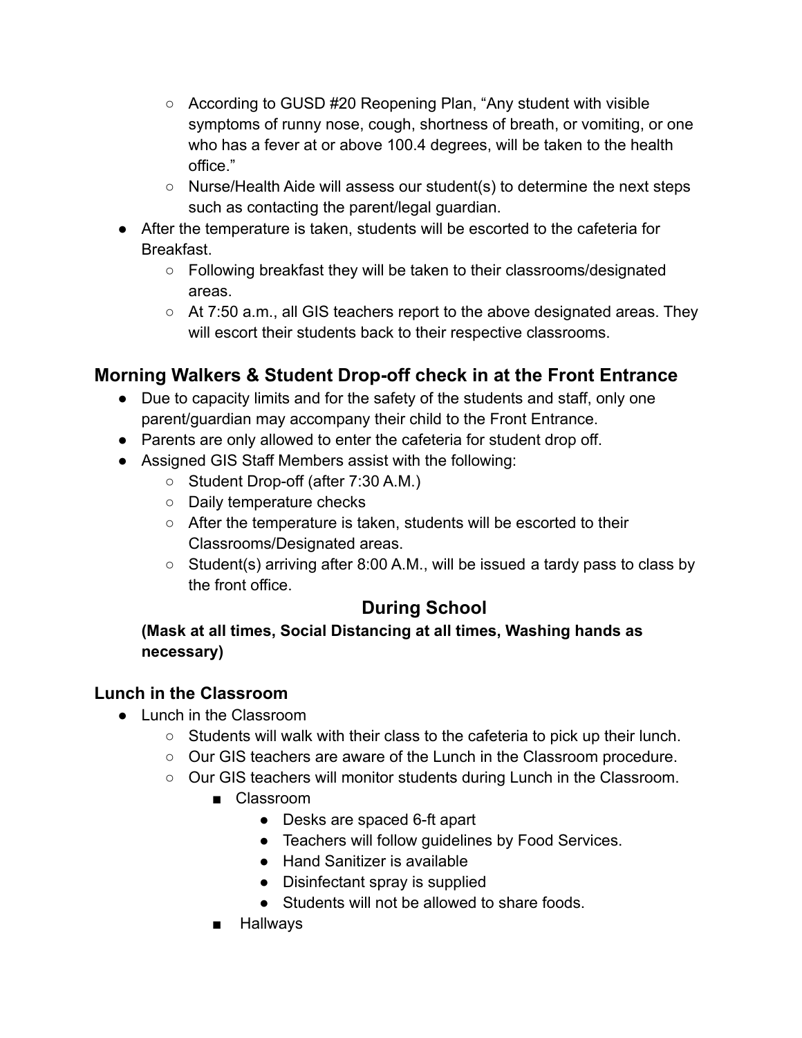- According to GUSD #20 Reopening Plan, "Any student with visible symptoms of runny nose, cough, shortness of breath, or vomiting, or one who has a fever at or above 100.4 degrees, will be taken to the health office."
  - Nurse/Health Aide will assess our student(s) to determine the next steps such as contacting the parent/legal guardian.
- After the temperature is taken, students will be escorted to the cafeteria for Breakfast.
  - Following breakfast they will be taken to their classrooms/designated areas.
  - At 7:50 a.m., all GIS teachers report to the above designated areas. They will escort their students back to their respective classrooms.

## Morning Walkers & Student Drop-off check in at the Front Entrance

- Due to capacity limits and for the safety of the students and staff, only one parent/guardian may accompany their child to the Front Entrance.
- Parents are only allowed to enter the cafeteria for student drop off.
- Assigned GIS Staff Members assist with the following:
  - Student Drop-off (after 7:30 A.M.)
  - Daily temperature checks
  - After the temperature is taken, students will be escorted to their Classrooms/Designated areas.
  - Student(s) arriving after 8:00 A.M., will be issued a tardy pass to class by the front office.

# During School

**(Mask at all times, Social Distancing at all times, Washing hands as necessary)**

## Lunch in the Classroom

- Lunch in the Classroom
  - Students will walk with their class to the cafeteria to pick up their lunch.
  - Our GIS teachers are aware of the Lunch in the Classroom procedure.
  - Our GIS teachers will monitor students during Lunch in the Classroom.
    - Classroom
      - Desks are spaced 6-ft apart
      - Teachers will follow guidelines by Food Services.
      - Hand Sanitizer is available
      - Disinfectant spray is supplied
      - Students will not be allowed to share foods.
    - Hallways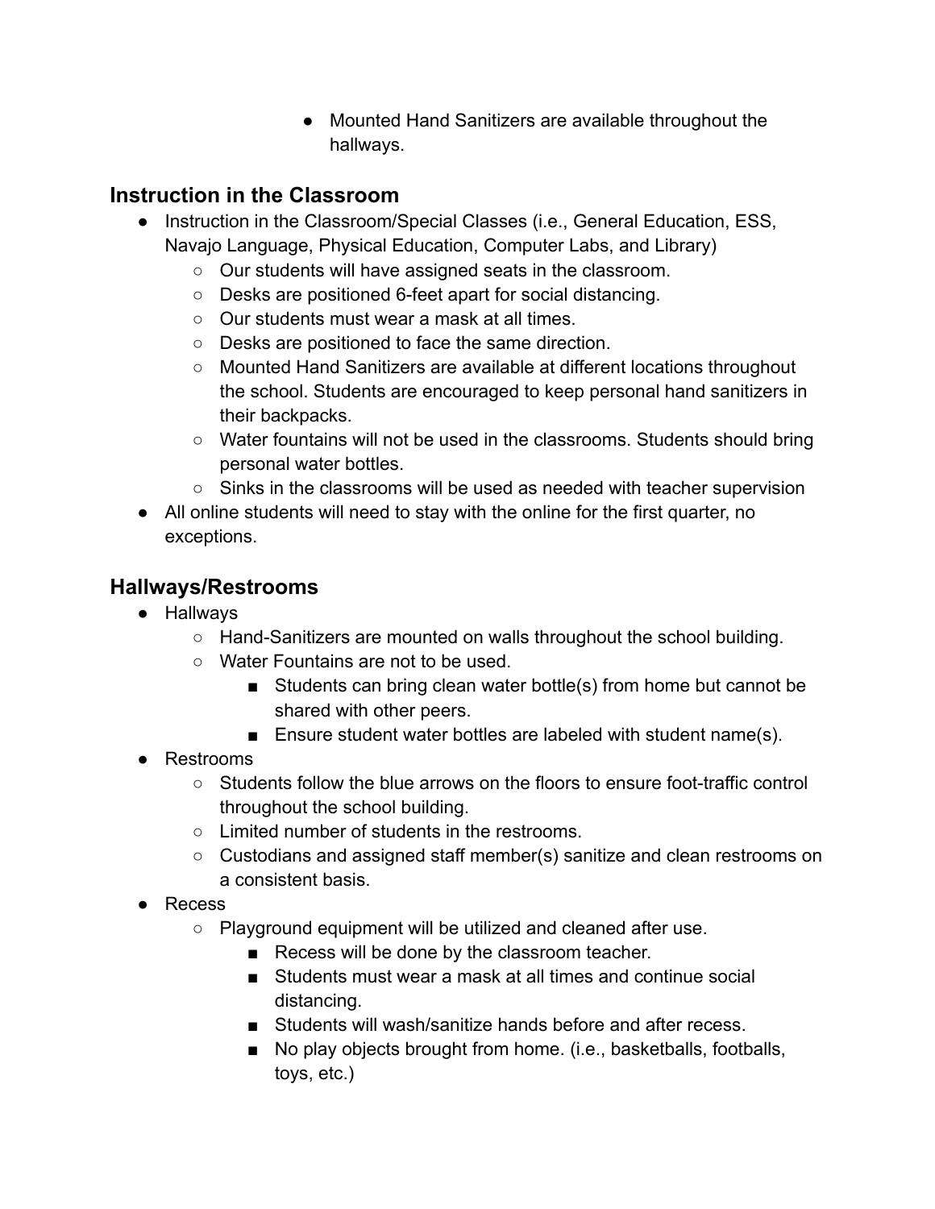- Mounted Hand Sanitizers are available throughout the hallways.

## Instruction in the Classroom

- Instruction in the Classroom/Special Classes (i.e., General Education, ESS, Navajo Language, Physical Education, Computer Labs, and Library)
  - Our students will have assigned seats in the classroom.
  - Desks are positioned 6-feet apart for social distancing.
  - Our students must wear a mask at all times.
  - Desks are positioned to face the same direction.
  - Mounted Hand Sanitizers are available at different locations throughout the school. Students are encouraged to keep personal hand sanitizers in their backpacks.
  - Water fountains will not be used in the classrooms. Students should bring personal water bottles.
  - Sinks in the classrooms will be used as needed with teacher supervision
- All online students will need to stay with the online for the first quarter, no exceptions.

## Hallways/Restrooms

- Hallways
  - Hand-Sanitizers are mounted on walls throughout the school building.
  - Water Fountains are not to be used.
    - Students can bring clean water bottle(s) from home but cannot be shared with other peers.
    - Ensure student water bottles are labeled with student name(s).
- Restrooms
  - Students follow the blue arrows on the floors to ensure foot-traffic control throughout the school building.
  - Limited number of students in the restrooms.
  - Custodians and assigned staff member(s) sanitize and clean restrooms on a consistent basis.
- Recess
  - Playground equipment will be utilized and cleaned after use.
    - Recess will be done by the classroom teacher.
    - Students must wear a mask at all times and continue social distancing.
    - Students will wash/sanitize hands before and after recess.
    - No play objects brought from home. (i.e., basketballs, footballs, toys, etc.)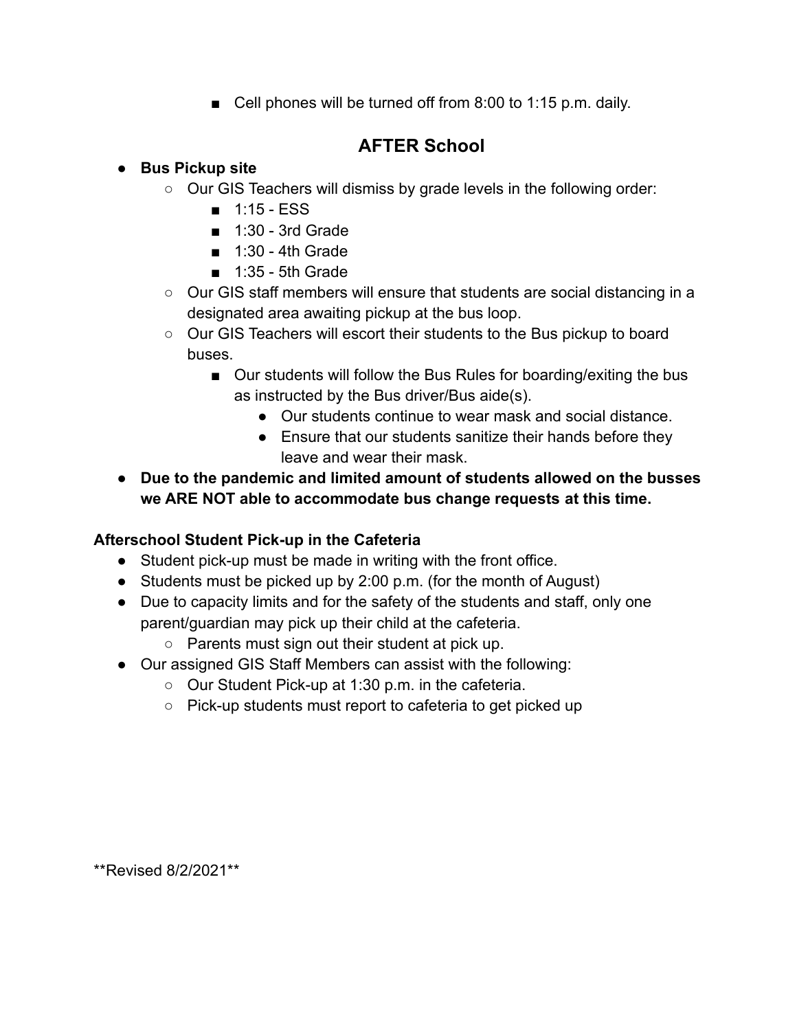- Cell phones will be turned off from 8:00 to 1:15 p.m. daily.

## AFTER School

- **Bus Pickup site**
    - Our GIS Teachers will dismiss by grade levels in the following order:
        - 1:15 - ESS
        - 1:30 - 3rd Grade
        - 1:30 - 4th Grade
        - 1:35 - 5th Grade
    - Our GIS staff members will ensure that students are social distancing in a designated area awaiting pickup at the bus loop.
    - Our GIS Teachers will escort their students to the Bus pickup to board buses.
        - Our students will follow the Bus Rules for boarding/exiting the bus as instructed by the Bus driver/Bus aide(s).
            - Our students continue to wear mask and social distance.
            - Ensure that our students sanitize their hands before they leave and wear their mask.
- **Due to the pandemic and limited amount of students allowed on the busses we ARE NOT able to accommodate bus change requests at this time.**

**Afterschool Student Pick-up in the Cafeteria**

- Student pick-up must be made in writing with the front office.
- Students must be picked up by 2:00 p.m. (for the month of August)
- Due to capacity limits and for the safety of the students and staff, only one parent/guardian may pick up their child at the cafeteria.
    - Parents must sign out their student at pick up.
- Our assigned GIS Staff Members can assist with the following:
    - Our Student Pick-up at 1:30 p.m. in the cafeteria.
    - Pick-up students must report to cafeteria to get picked up

**Revised 8/2/2021**